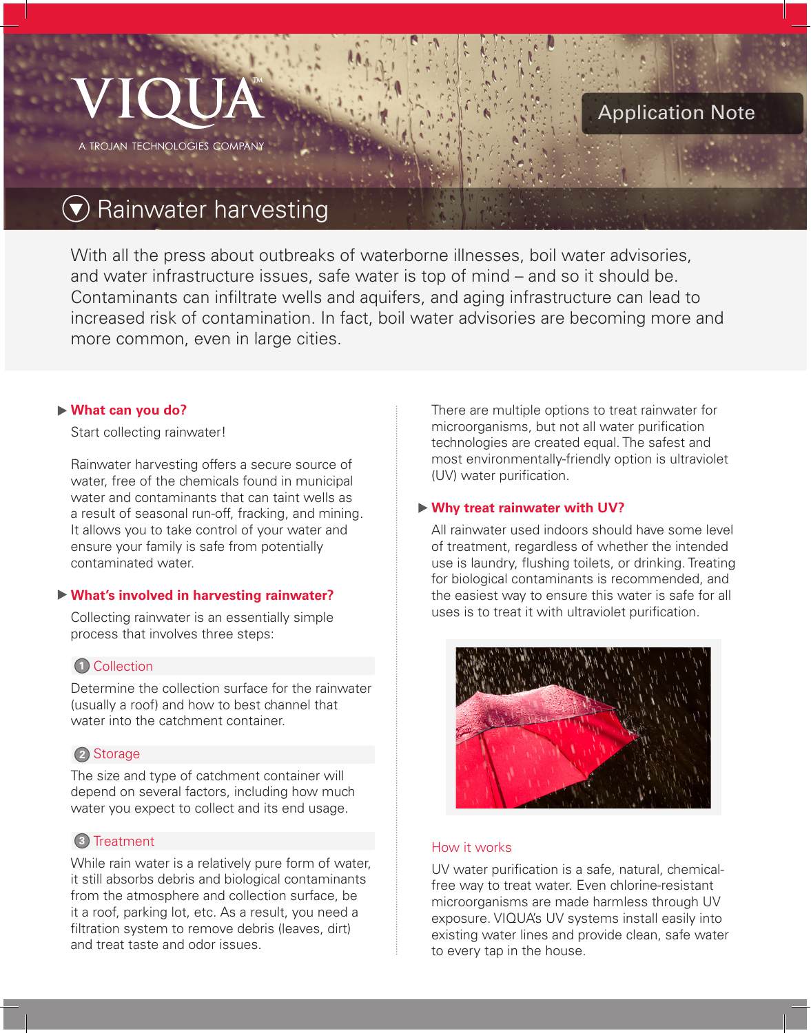VIQUA™

A TROJAN TECHNOLOGIES COMPANY

Application Note

# Rainwater harvesting

With all the press about outbreaks of waterborne illnesses, boil water advisories, and water infrastructure issues, safe water is top of mind – and so it should be. Contaminants can infiltrate wells and aquifers, and aging infrastructure can lead to increased risk of contamination. In fact, boil water advisories are becoming more and more common, even in large cities.

## What can you do?

Start collecting rainwater!

Rainwater harvesting offers a secure source of water, free of the chemicals found in municipal water and contaminants that can taint wells as a result of seasonal run-off, fracking, and mining. It allows you to take control of your water and ensure your family is safe from potentially contaminated water.

## What's involved in harvesting rainwater?

Collecting rainwater is an essentially simple process that involves three steps:

### 1 Collection

Determine the collection surface for the rainwater (usually a roof) and how to best channel that water into the catchment container.

### 2 Storage

The size and type of catchment container will depend on several factors, including how much water you expect to collect and its end usage.

### 3 Treatment

While rain water is a relatively pure form of water, it still absorbs debris and biological contaminants from the atmosphere and collection surface, be it a roof, parking lot, etc. As a result, you need a filtration system to remove debris (leaves, dirt) and treat taste and odor issues.

There are multiple options to treat rainwater for microorganisms, but not all water purification technologies are created equal. The safest and most environmentally-friendly option is ultraviolet (UV) water purification.

## Why treat rainwater with UV?

All rainwater used indoors should have some level of treatment, regardless of whether the intended use is laundry, flushing toilets, or drinking. Treating for biological contaminants is recommended, and the easiest way to ensure this water is safe for all uses is to treat it with ultraviolet purification.

### How it works

UV water purification is a safe, natural, chemical-free way to treat water. Even chlorine-resistant microorganisms are made harmless through UV exposure. VIQUA's UV systems install easily into existing water lines and provide clean, safe water to every tap in the house.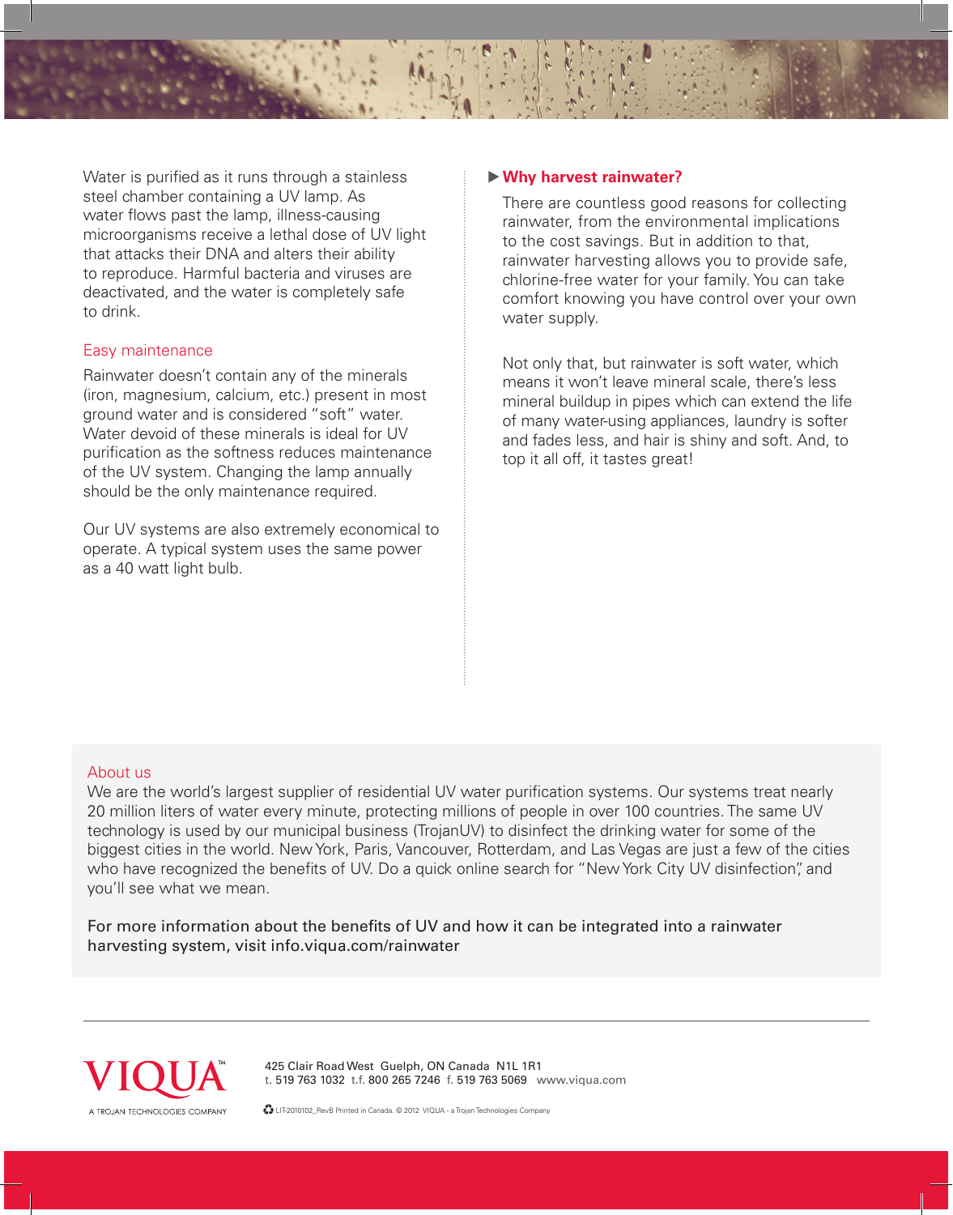Water is purified as it runs through a stainless steel chamber containing a UV lamp. As water flows past the lamp, illness-causing microorganisms receive a lethal dose of UV light that attacks their DNA and alters their ability to reproduce. Harmful bacteria and viruses are deactivated, and the water is completely safe to drink.

## Easy maintenance

Rainwater doesn't contain any of the minerals (iron, magnesium, calcium, etc.) present in most ground water and is considered "soft" water. Water devoid of these minerals is ideal for UV purification as the softness reduces maintenance of the UV system. Changing the lamp annually should be the only maintenance required.

Our UV systems are also extremely economical to operate. A typical system uses the same power as a 40 watt light bulb.

## ▶ Why harvest rainwater?

There are countless good reasons for collecting rainwater, from the environmental implications to the cost savings. But in addition to that, rainwater harvesting allows you to provide safe, chlorine-free water for your family. You can take comfort knowing you have control over your own water supply.

Not only that, but rainwater is soft water, which means it won't leave mineral scale, there's less mineral buildup in pipes which can extend the life of many water-using appliances, laundry is softer and fades less, and hair is shiny and soft. And, to top it all off, it tastes great!

## About us

We are the world's largest supplier of residential UV water purification systems. Our systems treat nearly 20 million liters of water every minute, protecting millions of people in over 100 countries. The same UV technology is used by our municipal business (TrojanUV) to disinfect the drinking water for some of the biggest cities in the world. New York, Paris, Vancouver, Rotterdam, and Las Vegas are just a few of the cities who have recognized the benefits of UV. Do a quick online search for "New York City UV disinfection", and you'll see what we mean.

For more information about the benefits of UV and how it can be integrated into a rainwater harvesting system, visit info.viqua.com/rainwater

VIQUA™

A TROJAN TECHNOLOGIES COMPANY

425 Clair Road West Guelph, ON Canada N1L 1R1
t. 519 763 1032 t.f. 800 265 7246 f. 519 763 5069 www.viqua.com

LIT-2010102_RevB Printed in Canada. © 2012 VIQUA - a Trojan Technologies Company